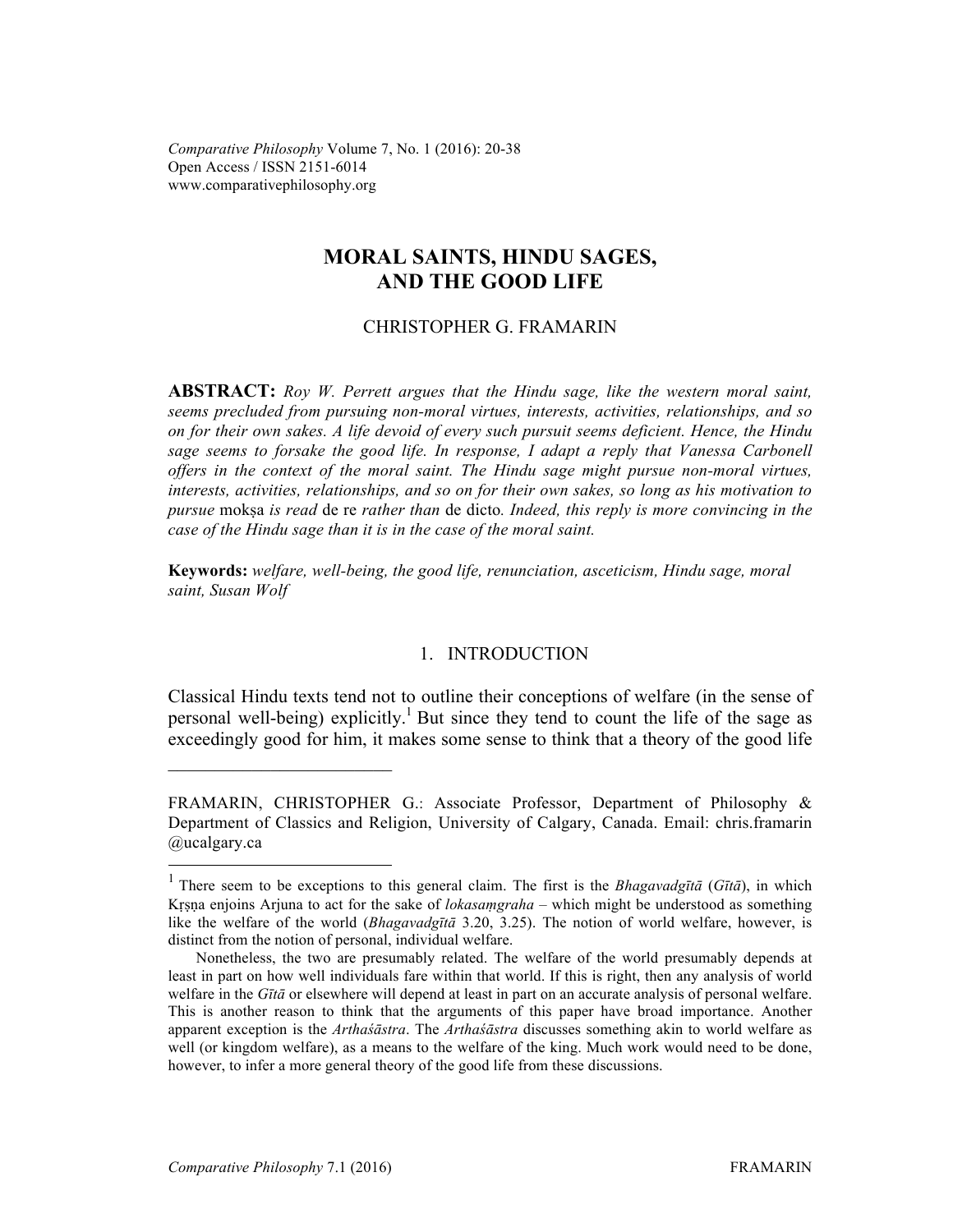Comparative Philosophy Volume 7, No. 1 (2016): 20-38
Open Access / ISSN 2151-6014
www.comparativephilosophy.org

# MORAL SAINTS, HINDU SAGES, AND THE GOOD LIFE

CHRISTOPHER G. FRAMARIN

**ABSTRACT:** *Roy W. Perrett argues that the Hindu sage, like the western moral saint, seems precluded from pursuing non-moral virtues, interests, activities, relationships, and so on for their own sakes. A life devoid of every such pursuit seems deficient. Hence, the Hindu sage seems to forsake the good life. In response, I adapt a reply that Vanessa Carbonell offers in the context of the moral saint. The Hindu sage might pursue non-moral virtues, interests, activities, relationships, and so on for their own sakes, so long as his motivation to pursue* mokṣa *is read* de re *rather than* de dicto*. Indeed, this reply is more convincing in the case of the Hindu sage than it is in the case of the moral saint.*

**Keywords:** *welfare, well-being, the good life, renunciation, asceticism, Hindu sage, moral saint, Susan Wolf*

## 1. INTRODUCTION

Classical Hindu texts tend not to outline their conceptions of welfare (in the sense of personal well-being) explicitly.[1] But since they tend to count the life of the sage as exceedingly good for him, it makes some sense to think that a theory of the good life

---

FRAMARIN, CHRISTOPHER G.: Associate Professor, Department of Philosophy & Department of Classics and Religion, University of Calgary, Canada. Email: chris.framarin@ucalgary.ca

---

[1] There seem to be exceptions to this general claim. The first is the *Bhagavadgītā* (*Gītā*), in which Kṛṣṇa enjoins Arjuna to act for the sake of *lokasaṃgraha* – which might be understood as something like the welfare of the world (*Bhagavadgītā* 3.20, 3.25). The notion of world welfare, however, is distinct from the notion of personal, individual welfare.

Nonetheless, the two are presumably related. The welfare of the world presumably depends at least in part on how well individuals fare within that world. If this is right, then any analysis of world welfare in the *Gītā* or elsewhere will depend at least in part on an accurate analysis of personal welfare. This is another reason to think that the arguments of this paper have broad importance. Another apparent exception is the *Arthaśāstra*. The *Arthaśāstra* discusses something akin to world welfare as well (or kingdom welfare), as a means to the welfare of the king. Much work would need to be done, however, to infer a more general theory of the good life from these discussions.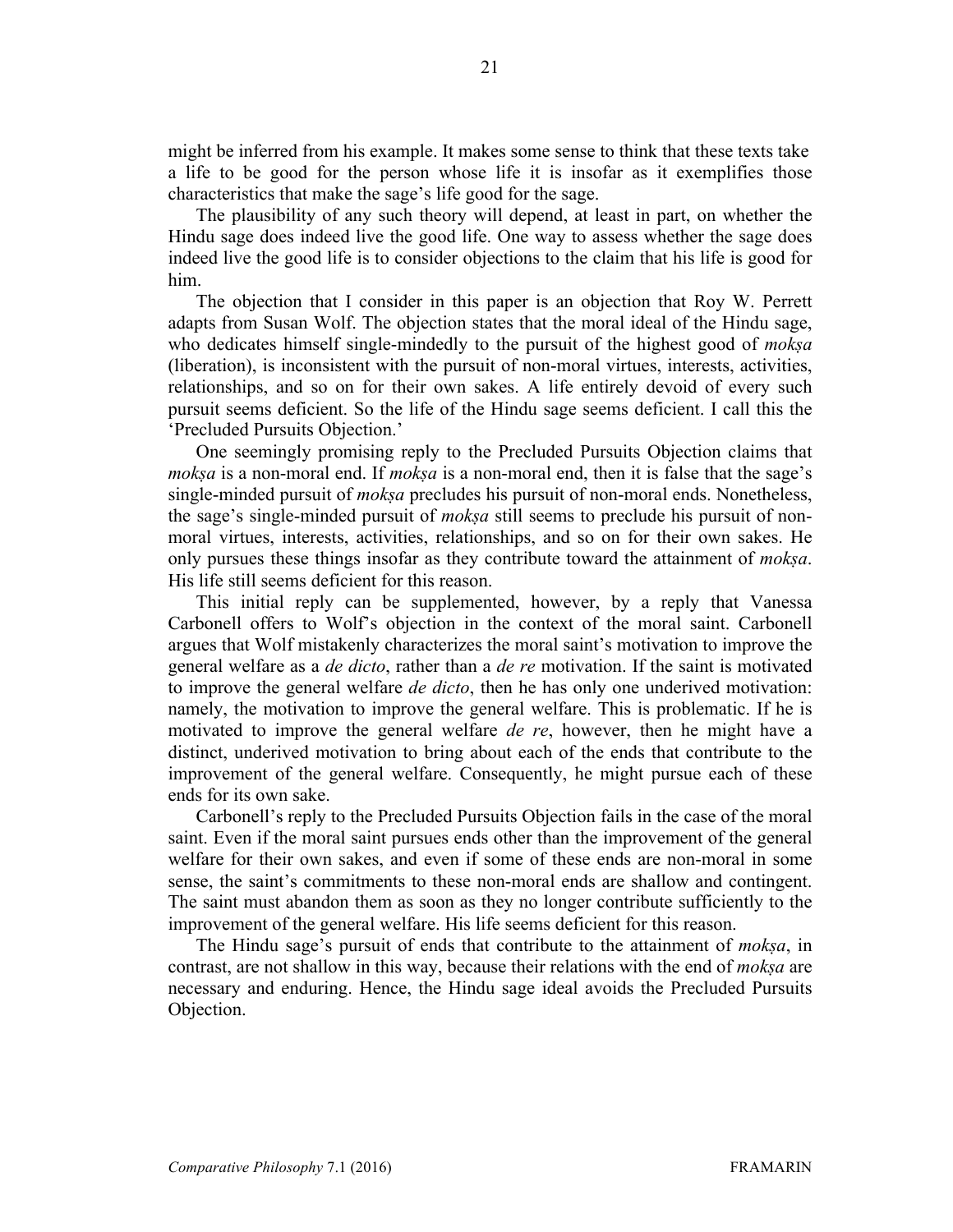might be inferred from his example. It makes some sense to think that these texts take a life to be good for the person whose life it is insofar as it exemplifies those characteristics that make the sage's life good for the sage.

The plausibility of any such theory will depend, at least in part, on whether the Hindu sage does indeed live the good life. One way to assess whether the sage does indeed live the good life is to consider objections to the claim that his life is good for him.

The objection that I consider in this paper is an objection that Roy W. Perrett adapts from Susan Wolf. The objection states that the moral ideal of the Hindu sage, who dedicates himself single-mindedly to the pursuit of the highest good of *mokṣa* (liberation), is inconsistent with the pursuit of non-moral virtues, interests, activities, relationships, and so on for their own sakes. A life entirely devoid of every such pursuit seems deficient. So the life of the Hindu sage seems deficient. I call this the 'Precluded Pursuits Objection.'

One seemingly promising reply to the Precluded Pursuits Objection claims that *mokṣa* is a non-moral end. If *mokṣa* is a non-moral end, then it is false that the sage's single-minded pursuit of *mokṣa* precludes his pursuit of non-moral ends. Nonetheless, the sage's single-minded pursuit of *mokṣa* still seems to preclude his pursuit of non-moral virtues, interests, activities, relationships, and so on for their own sakes. He only pursues these things insofar as they contribute toward the attainment of *mokṣa*. His life still seems deficient for this reason.

This initial reply can be supplemented, however, by a reply that Vanessa Carbonell offers to Wolf's objection in the context of the moral saint. Carbonell argues that Wolf mistakenly characterizes the moral saint's motivation to improve the general welfare as a *de dicto*, rather than a *de re* motivation. If the saint is motivated to improve the general welfare *de dicto*, then he has only one underived motivation: namely, the motivation to improve the general welfare. This is problematic. If he is motivated to improve the general welfare *de re*, however, then he might have a distinct, underived motivation to bring about each of the ends that contribute to the improvement of the general welfare. Consequently, he might pursue each of these ends for its own sake.

Carbonell's reply to the Precluded Pursuits Objection fails in the case of the moral saint. Even if the moral saint pursues ends other than the improvement of the general welfare for their own sakes, and even if some of these ends are non-moral in some sense, the saint's commitments to these non-moral ends are shallow and contingent. The saint must abandon them as soon as they no longer contribute sufficiently to the improvement of the general welfare. His life seems deficient for this reason.

The Hindu sage's pursuit of ends that contribute to the attainment of *mokṣa*, in contrast, are not shallow in this way, because their relations with the end of *mokṣa* are necessary and enduring. Hence, the Hindu sage ideal avoids the Precluded Pursuits Objection.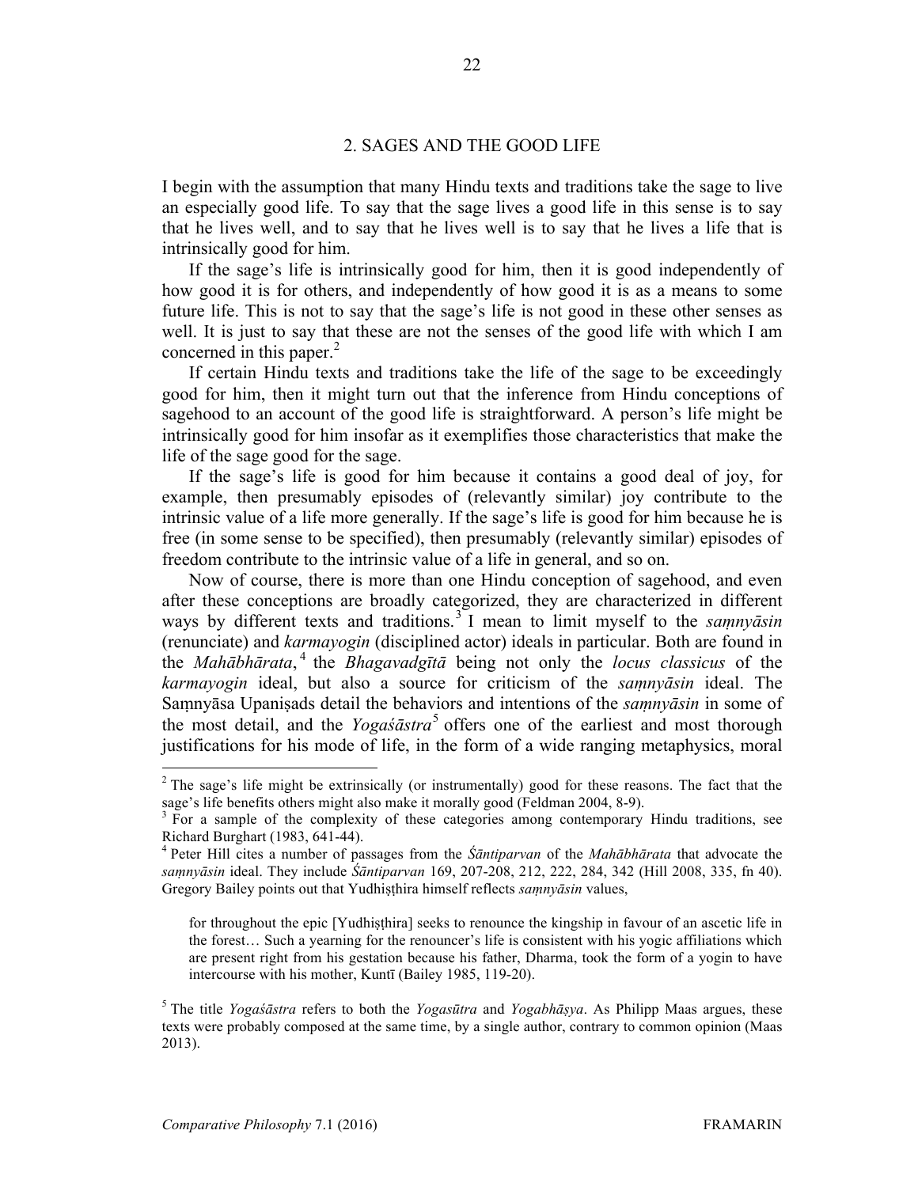## 2. SAGES AND THE GOOD LIFE

I begin with the assumption that many Hindu texts and traditions take the sage to live an especially good life. To say that the sage lives a good life in this sense is to say that he lives well, and to say that he lives well is to say that he lives a life that is intrinsically good for him.

If the sage's life is intrinsically good for him, then it is good independently of how good it is for others, and independently of how good it is as a means to some future life. This is not to say that the sage's life is not good in these other senses as well. It is just to say that these are not the senses of the good life with which I am concerned in this paper.[2]

If certain Hindu texts and traditions take the life of the sage to be exceedingly good for him, then it might turn out that the inference from Hindu conceptions of sagehood to an account of the good life is straightforward. A person's life might be intrinsically good for him insofar as it exemplifies those characteristics that make the life of the sage good for the sage.

If the sage's life is good for him because it contains a good deal of joy, for example, then presumably episodes of (relevantly similar) joy contribute to the intrinsic value of a life more generally. If the sage's life is good for him because he is free (in some sense to be specified), then presumably (relevantly similar) episodes of freedom contribute to the intrinsic value of a life in general, and so on.

Now of course, there is more than one Hindu conception of sagehood, and even after these conceptions are broadly categorized, they are characterized in different ways by different texts and traditions.[3] I mean to limit myself to the *saṃnyāsin* (renunciate) and *karmayogin* (disciplined actor) ideals in particular. Both are found in the *Mahābhārata*,[4] the *Bhagavadgītā* being not only the *locus classicus* of the *karmayogin* ideal, but also a source for criticism of the *saṃnyāsin* ideal. The Saṃnyāsa Upaniṣads detail the behaviors and intentions of the *saṃnyāsin* in some of the most detail, and the *Yogaśāstra*[5] offers one of the earliest and most thorough justifications for his mode of life, in the form of a wide ranging metaphysics, moral

---

[2] The sage's life might be extrinsically (or instrumentally) good for these reasons. The fact that the sage's life benefits others might also make it morally good (Feldman 2004, 8-9).

[3] For a sample of the complexity of these categories among contemporary Hindu traditions, see Richard Burghart (1983, 641-44).

[4] Peter Hill cites a number of passages from the *Śāntiparvan* of the *Mahābhārata* that advocate the *saṃnyāsin* ideal. They include *Śāntiparvan* 169, 207-208, 212, 222, 284, 342 (Hill 2008, 335, fn 40). Gregory Bailey points out that Yudhiṣṭhira himself reflects *saṃnyāsin* values,

> for throughout the epic [Yudhiṣṭhira] seeks to renounce the kingship in favour of an ascetic life in the forest… Such a yearning for the renouncer's life is consistent with his yogic affiliations which are present right from his gestation because his father, Dharma, took the form of a yogin to have intercourse with his mother, Kuntī (Bailey 1985, 119-20).

[5] The title *Yogaśāstra* refers to both the *Yogasūtra* and *Yogabhāṣya*. As Philipp Maas argues, these texts were probably composed at the same time, by a single author, contrary to common opinion (Maas 2013).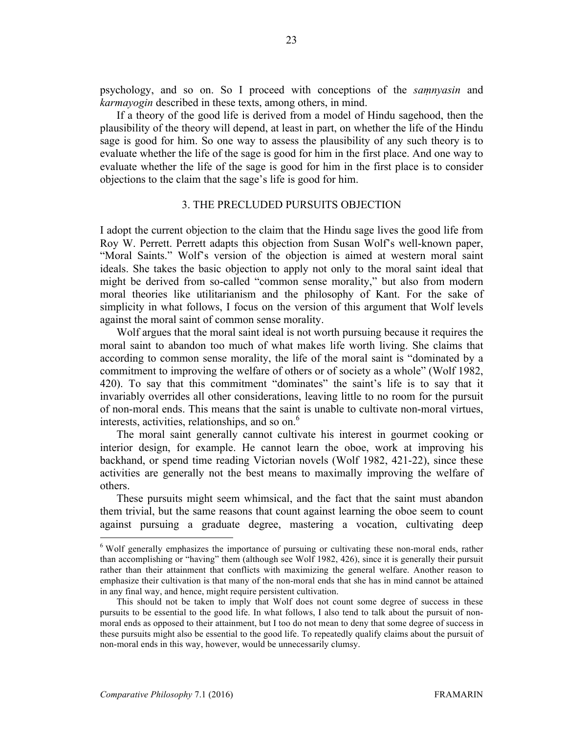psychology, and so on. So I proceed with conceptions of the *saṃnyasin* and *karmayogin* described in these texts, among others, in mind.

If a theory of the good life is derived from a model of Hindu sagehood, then the plausibility of the theory will depend, at least in part, on whether the life of the Hindu sage is good for him. So one way to assess the plausibility of any such theory is to evaluate whether the life of the sage is good for him in the first place. And one way to evaluate whether the life of the sage is good for him in the first place is to consider objections to the claim that the sage's life is good for him.

## 3. THE PRECLUDED PURSUITS OBJECTION

I adopt the current objection to the claim that the Hindu sage lives the good life from Roy W. Perrett. Perrett adapts this objection from Susan Wolf's well-known paper, "Moral Saints." Wolf's version of the objection is aimed at western moral saint ideals. She takes the basic objection to apply not only to the moral saint ideal that might be derived from so-called "common sense morality," but also from modern moral theories like utilitarianism and the philosophy of Kant. For the sake of simplicity in what follows, I focus on the version of this argument that Wolf levels against the moral saint of common sense morality.

Wolf argues that the moral saint ideal is not worth pursuing because it requires the moral saint to abandon too much of what makes life worth living. She claims that according to common sense morality, the life of the moral saint is "dominated by a commitment to improving the welfare of others or of society as a whole" (Wolf 1982, 420). To say that this commitment "dominates" the saint's life is to say that it invariably overrides all other considerations, leaving little to no room for the pursuit of non-moral ends. This means that the saint is unable to cultivate non-moral virtues, interests, activities, relationships, and so on.[6]

The moral saint generally cannot cultivate his interest in gourmet cooking or interior design, for example. He cannot learn the oboe, work at improving his backhand, or spend time reading Victorian novels (Wolf 1982, 421-22), since these activities are generally not the best means to maximally improving the welfare of others.

These pursuits might seem whimsical, and the fact that the saint must abandon them trivial, but the same reasons that count against learning the oboe seem to count against pursuing a graduate degree, mastering a vocation, cultivating deep

---

[6] Wolf generally emphasizes the importance of pursuing or cultivating these non-moral ends, rather than accomplishing or "having" them (although see Wolf 1982, 426), since it is generally their pursuit rather than their attainment that conflicts with maximizing the general welfare. Another reason to emphasize their cultivation is that many of the non-moral ends that she has in mind cannot be attained in any final way, and hence, might require persistent cultivation.

This should not be taken to imply that Wolf does not count some degree of success in these pursuits to be essential to the good life. In what follows, I also tend to talk about the pursuit of non-moral ends as opposed to their attainment, but I too do not mean to deny that some degree of success in these pursuits might also be essential to the good life. To repeatedly qualify claims about the pursuit of non-moral ends in this way, however, would be unnecessarily clumsy.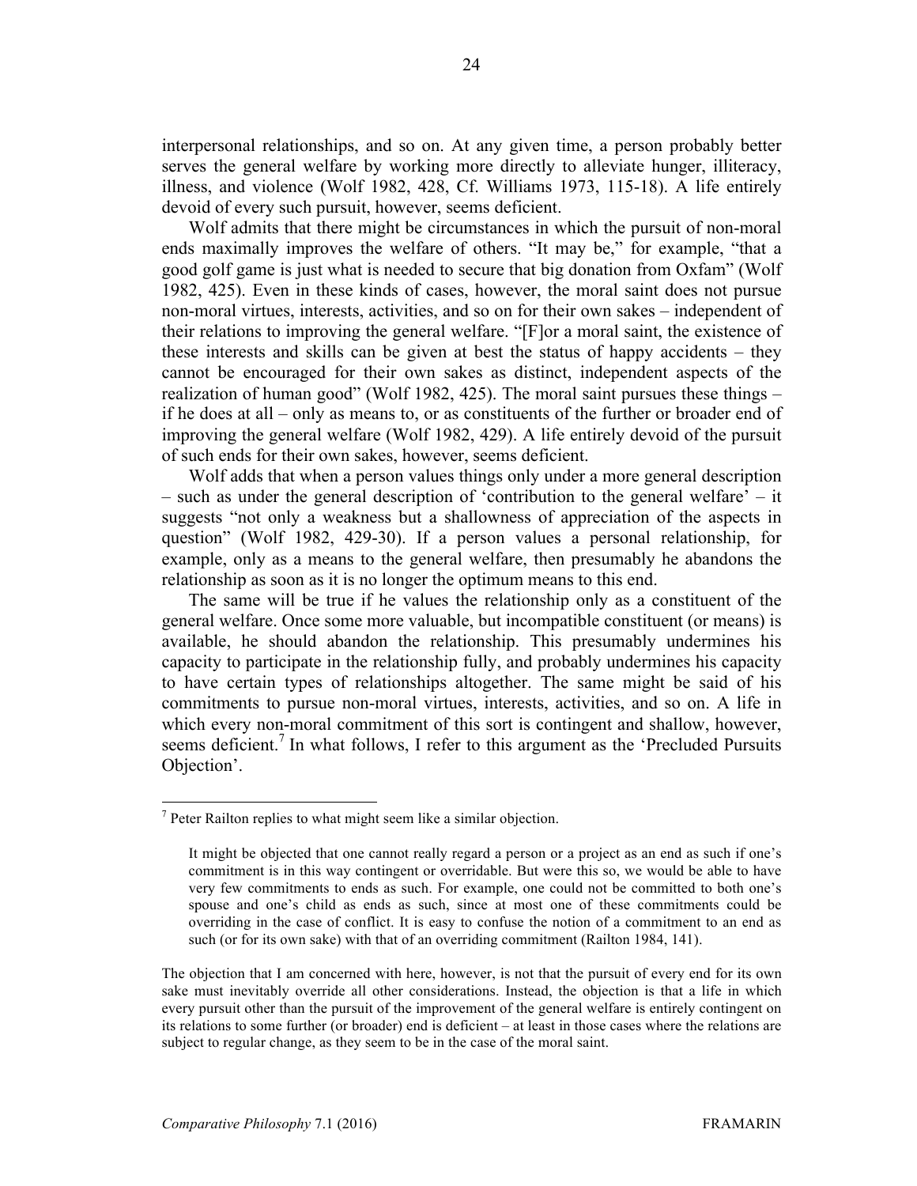interpersonal relationships, and so on. At any given time, a person probably better serves the general welfare by working more directly to alleviate hunger, illiteracy, illness, and violence (Wolf 1982, 428, Cf. Williams 1973, 115-18). A life entirely devoid of every such pursuit, however, seems deficient.

Wolf admits that there might be circumstances in which the pursuit of non-moral ends maximally improves the welfare of others. "It may be," for example, "that a good golf game is just what is needed to secure that big donation from Oxfam" (Wolf 1982, 425). Even in these kinds of cases, however, the moral saint does not pursue non-moral virtues, interests, activities, and so on for their own sakes – independent of their relations to improving the general welfare. "[F]or a moral saint, the existence of these interests and skills can be given at best the status of happy accidents – they cannot be encouraged for their own sakes as distinct, independent aspects of the realization of human good" (Wolf 1982, 425). The moral saint pursues these things – if he does at all – only as means to, or as constituents of the further or broader end of improving the general welfare (Wolf 1982, 429). A life entirely devoid of the pursuit of such ends for their own sakes, however, seems deficient.

Wolf adds that when a person values things only under a more general description – such as under the general description of 'contribution to the general welfare' – it suggests "not only a weakness but a shallowness of appreciation of the aspects in question" (Wolf 1982, 429-30). If a person values a personal relationship, for example, only as a means to the general welfare, then presumably he abandons the relationship as soon as it is no longer the optimum means to this end.

The same will be true if he values the relationship only as a constituent of the general welfare. Once some more valuable, but incompatible constituent (or means) is available, he should abandon the relationship. This presumably undermines his capacity to participate in the relationship fully, and probably undermines his capacity to have certain types of relationships altogether. The same might be said of his commitments to pursue non-moral virtues, interests, activities, and so on. A life in which every non-moral commitment of this sort is contingent and shallow, however, seems deficient.[7] In what follows, I refer to this argument as the 'Precluded Pursuits Objection'.

---

[7] Peter Railton replies to what might seem like a similar objection.

> It might be objected that one cannot really regard a person or a project as an end as such if one's commitment is in this way contingent or overridable. But were this so, we would be able to have very few commitments to ends as such. For example, one could not be committed to both one's spouse and one's child as ends as such, since at most one of these commitments could be overriding in the case of conflict. It is easy to confuse the notion of a commitment to an end as such (or for its own sake) with that of an overriding commitment (Railton 1984, 141).

The objection that I am concerned with here, however, is not that the pursuit of every end for its own sake must inevitably override all other considerations. Instead, the objection is that a life in which every pursuit other than the pursuit of the improvement of the general welfare is entirely contingent on its relations to some further (or broader) end is deficient – at least in those cases where the relations are subject to regular change, as they seem to be in the case of the moral saint.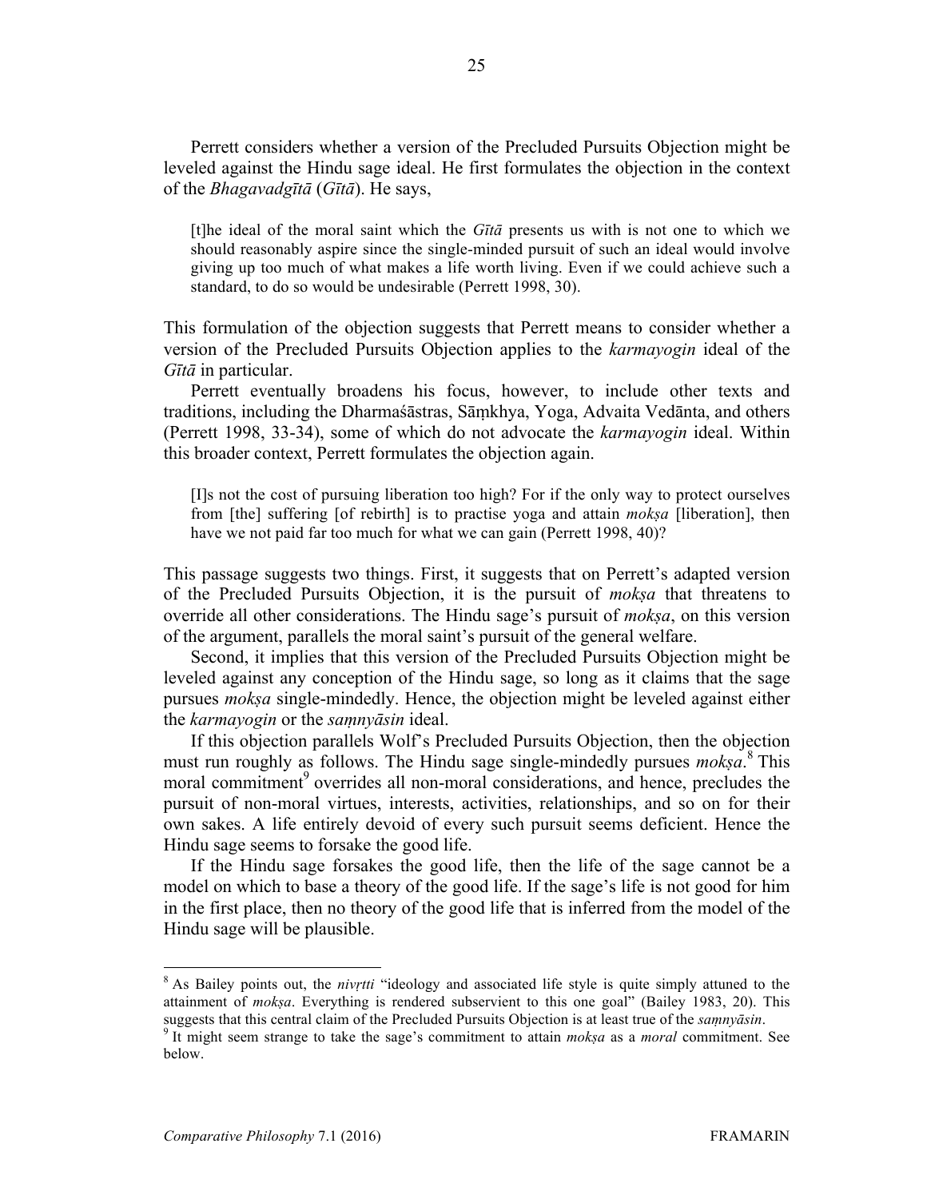Perrett considers whether a version of the Precluded Pursuits Objection might be leveled against the Hindu sage ideal. He first formulates the objection in the context of the *Bhagavadgītā* (*Gītā*). He says,

> [t]he ideal of the moral saint which the *Gītā* presents us with is not one to which we should reasonably aspire since the single-minded pursuit of such an ideal would involve giving up too much of what makes a life worth living. Even if we could achieve such a standard, to do so would be undesirable (Perrett 1998, 30).

This formulation of the objection suggests that Perrett means to consider whether a version of the Precluded Pursuits Objection applies to the *karmayogin* ideal of the *Gītā* in particular.

Perrett eventually broadens his focus, however, to include other texts and traditions, including the Dharmaśāstras, Sāṃkhya, Yoga, Advaita Vedānta, and others (Perrett 1998, 33-34), some of which do not advocate the *karmayogin* ideal. Within this broader context, Perrett formulates the objection again.

> [I]s not the cost of pursuing liberation too high? For if the only way to protect ourselves from [the] suffering [of rebirth] is to practise yoga and attain *mokṣa* [liberation], then have we not paid far too much for what we can gain (Perrett 1998, 40)?

This passage suggests two things. First, it suggests that on Perrett's adapted version of the Precluded Pursuits Objection, it is the pursuit of *mokṣa* that threatens to override all other considerations. The Hindu sage's pursuit of *mokṣa*, on this version of the argument, parallels the moral saint's pursuit of the general welfare.

Second, it implies that this version of the Precluded Pursuits Objection might be leveled against any conception of the Hindu sage, so long as it claims that the sage pursues *mokṣa* single-mindedly. Hence, the objection might be leveled against either the *karmayogin* or the *saṃnyāsin* ideal.

If this objection parallels Wolf's Precluded Pursuits Objection, then the objection must run roughly as follows. The Hindu sage single-mindedly pursues *mokṣa*.[8] This moral commitment[9] overrides all non-moral considerations, and hence, precludes the pursuit of non-moral virtues, interests, activities, relationships, and so on for their own sakes. A life entirely devoid of every such pursuit seems deficient. Hence the Hindu sage seems to forsake the good life.

If the Hindu sage forsakes the good life, then the life of the sage cannot be a model on which to base a theory of the good life. If the sage's life is not good for him in the first place, then no theory of the good life that is inferred from the model of the Hindu sage will be plausible.

---

[8] As Bailey points out, the *nivṛtti* "ideology and associated life style is quite simply attuned to the attainment of *mokṣa*. Everything is rendered subservient to this one goal" (Bailey 1983, 20). This suggests that this central claim of the Precluded Pursuits Objection is at least true of the *saṃnyāsin*.

[9] It might seem strange to take the sage's commitment to attain *mokṣa* as a *moral* commitment. See below.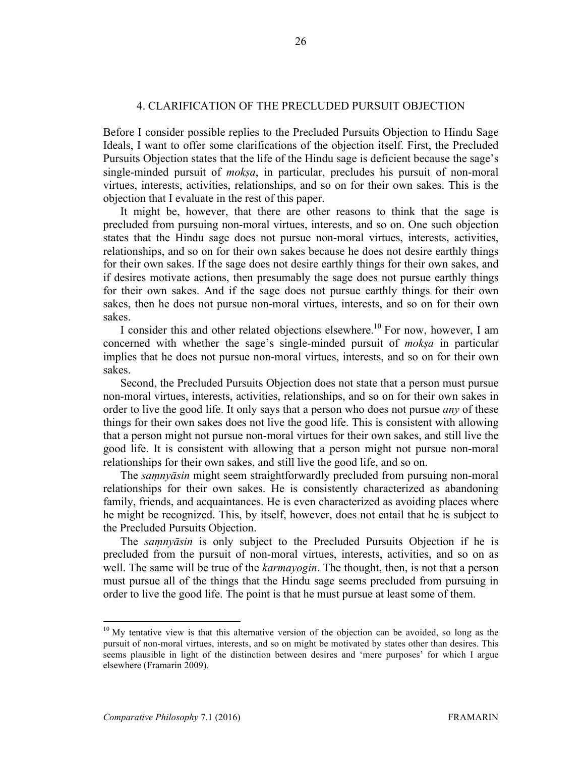## 4. CLARIFICATION OF THE PRECLUDED PURSUIT OBJECTION

Before I consider possible replies to the Precluded Pursuits Objection to Hindu Sage Ideals, I want to offer some clarifications of the objection itself. First, the Precluded Pursuits Objection states that the life of the Hindu sage is deficient because the sage's single-minded pursuit of *mokṣa*, in particular, precludes his pursuit of non-moral virtues, interests, activities, relationships, and so on for their own sakes. This is the objection that I evaluate in the rest of this paper.

It might be, however, that there are other reasons to think that the sage is precluded from pursuing non-moral virtues, interests, and so on. One such objection states that the Hindu sage does not pursue non-moral virtues, interests, activities, relationships, and so on for their own sakes because he does not desire earthly things for their own sakes. If the sage does not desire earthly things for their own sakes, and if desires motivate actions, then presumably the sage does not pursue earthly things for their own sakes. And if the sage does not pursue earthly things for their own sakes, then he does not pursue non-moral virtues, interests, and so on for their own sakes.

I consider this and other related objections elsewhere.[10] For now, however, I am concerned with whether the sage's single-minded pursuit of *mokṣa* in particular implies that he does not pursue non-moral virtues, interests, and so on for their own sakes.

Second, the Precluded Pursuits Objection does not state that a person must pursue non-moral virtues, interests, activities, relationships, and so on for their own sakes in order to live the good life. It only says that a person who does not pursue *any* of these things for their own sakes does not live the good life. This is consistent with allowing that a person might not pursue non-moral virtues for their own sakes, and still live the good life. It is consistent with allowing that a person might not pursue non-moral relationships for their own sakes, and still live the good life, and so on.

The *saṃnyāsin* might seem straightforwardly precluded from pursuing non-moral relationships for their own sakes. He is consistently characterized as abandoning family, friends, and acquaintances. He is even characterized as avoiding places where he might be recognized. This, by itself, however, does not entail that he is subject to the Precluded Pursuits Objection.

The *saṃnyāsin* is only subject to the Precluded Pursuits Objection if he is precluded from the pursuit of non-moral virtues, interests, activities, and so on as well. The same will be true of the *karmayogin*. The thought, then, is not that a person must pursue all of the things that the Hindu sage seems precluded from pursuing in order to live the good life. The point is that he must pursue at least some of them.

---

[10] My tentative view is that this alternative version of the objection can be avoided, so long as the pursuit of non-moral virtues, interests, and so on might be motivated by states other than desires. This seems plausible in light of the distinction between desires and 'mere purposes' for which I argue elsewhere (Framarin 2009).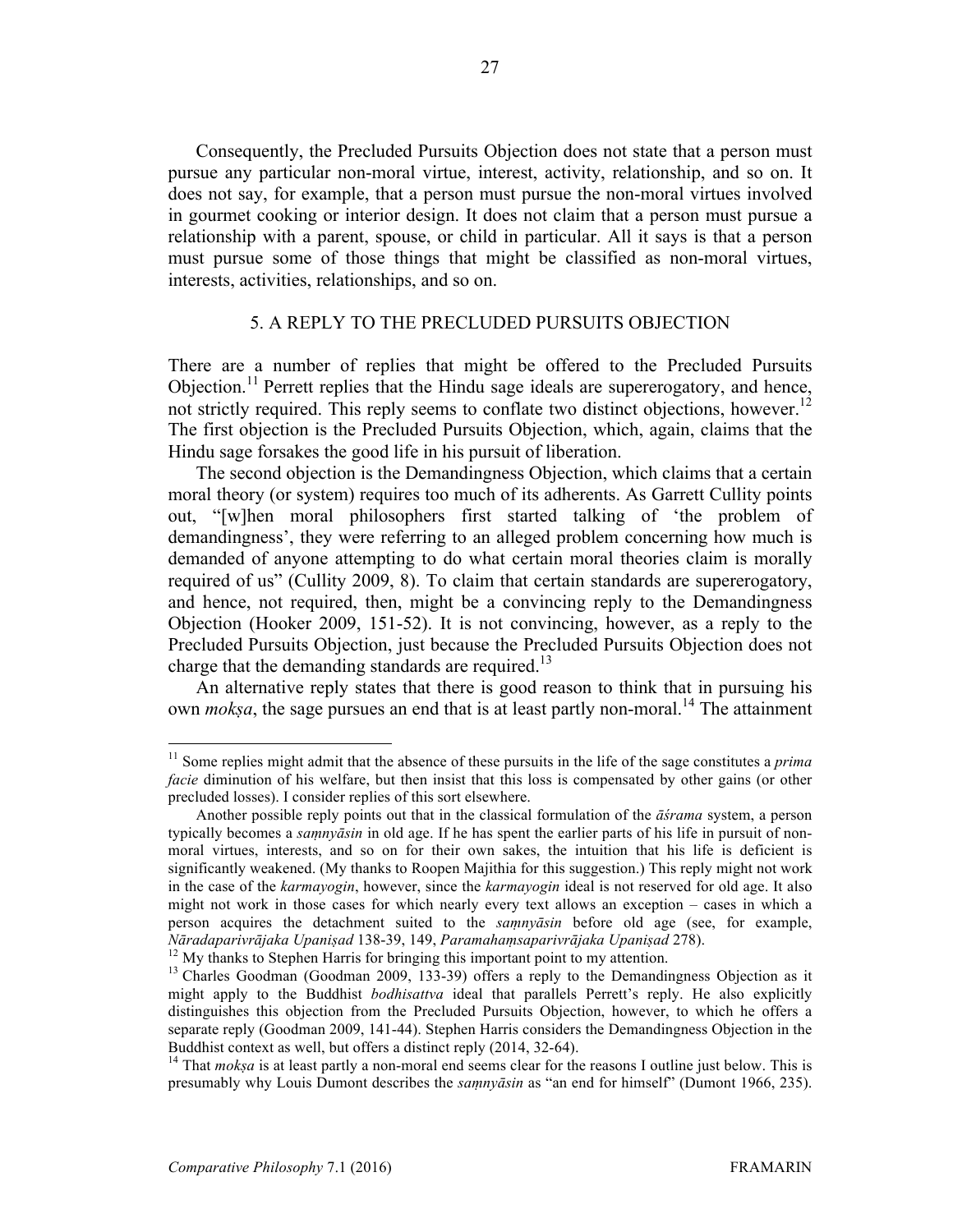Consequently, the Precluded Pursuits Objection does not state that a person must pursue any particular non-moral virtue, interest, activity, relationship, and so on. It does not say, for example, that a person must pursue the non-moral virtues involved in gourmet cooking or interior design. It does not claim that a person must pursue a relationship with a parent, spouse, or child in particular. All it says is that a person must pursue some of those things that might be classified as non-moral virtues, interests, activities, relationships, and so on.

## 5. A REPLY TO THE PRECLUDED PURSUITS OBJECTION

There are a number of replies that might be offered to the Precluded Pursuits Objection.[11] Perrett replies that the Hindu sage ideals are supererogatory, and hence, not strictly required. This reply seems to conflate two distinct objections, however.[12] The first objection is the Precluded Pursuits Objection, which, again, claims that the Hindu sage forsakes the good life in his pursuit of liberation.

The second objection is the Demandingness Objection, which claims that a certain moral theory (or system) requires too much of its adherents. As Garrett Cullity points out, "[w]hen moral philosophers first started talking of 'the problem of demandingness', they were referring to an alleged problem concerning how much is demanded of anyone attempting to do what certain moral theories claim is morally required of us" (Cullity 2009, 8). To claim that certain standards are supererogatory, and hence, not required, then, might be a convincing reply to the Demandingness Objection (Hooker 2009, 151-52). It is not convincing, however, as a reply to the Precluded Pursuits Objection, just because the Precluded Pursuits Objection does not charge that the demanding standards are required.[13]

An alternative reply states that there is good reason to think that in pursuing his own *mokṣa*, the sage pursues an end that is at least partly non-moral.[14] The attainment

---

[11] Some replies might admit that the absence of these pursuits in the life of the sage constitutes a *prima facie* diminution of his welfare, but then insist that this loss is compensated by other gains (or other precluded losses). I consider replies of this sort elsewhere.

Another possible reply points out that in the classical formulation of the *āśrama* system, a person typically becomes a *saṃnyāsin* in old age. If he has spent the earlier parts of his life in pursuit of non-moral virtues, interests, and so on for their own sakes, the intuition that his life is deficient is significantly weakened. (My thanks to Roopen Majithia for this suggestion.) This reply might not work in the case of the *karmayogin*, however, since the *karmayogin* ideal is not reserved for old age. It also might not work in those cases for which nearly every text allows an exception – cases in which a person acquires the detachment suited to the *saṃnyāsin* before old age (see, for example, *Nāradaparivrājaka Upaniṣad* 138-39, 149, *Paramahaṃsaparivrājaka Upaniṣad* 278).

[12] My thanks to Stephen Harris for bringing this important point to my attention.

[13] Charles Goodman (Goodman 2009, 133-39) offers a reply to the Demandingness Objection as it might apply to the Buddhist *bodhisattva* ideal that parallels Perrett's reply. He also explicitly distinguishes this objection from the Precluded Pursuits Objection, however, to which he offers a separate reply (Goodman 2009, 141-44). Stephen Harris considers the Demandingness Objection in the Buddhist context as well, but offers a distinct reply (2014, 32-64).

[14] That *mokṣa* is at least partly a non-moral end seems clear for the reasons I outline just below. This is presumably why Louis Dumont describes the *saṃnyāsin* as "an end for himself" (Dumont 1966, 235).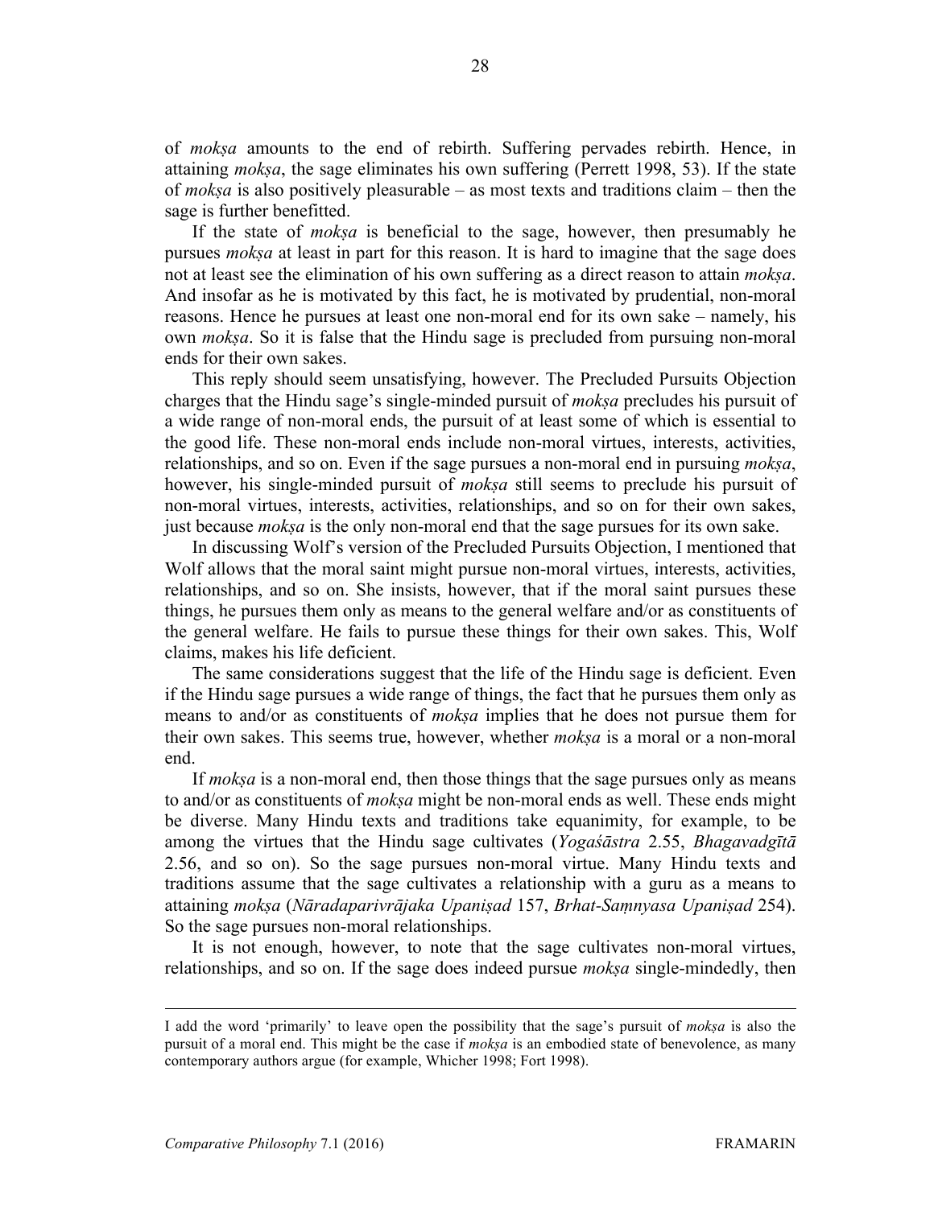of *mokṣa* amounts to the end of rebirth. Suffering pervades rebirth. Hence, in attaining *mokṣa*, the sage eliminates his own suffering (Perrett 1998, 53). If the state of *mokṣa* is also positively pleasurable – as most texts and traditions claim – then the sage is further benefitted.

If the state of *mokṣa* is beneficial to the sage, however, then presumably he pursues *mokṣa* at least in part for this reason. It is hard to imagine that the sage does not at least see the elimination of his own suffering as a direct reason to attain *mokṣa*. And insofar as he is motivated by this fact, he is motivated by prudential, non-moral reasons. Hence he pursues at least one non-moral end for its own sake – namely, his own *mokṣa*. So it is false that the Hindu sage is precluded from pursuing non-moral ends for their own sakes.

This reply should seem unsatisfying, however. The Precluded Pursuits Objection charges that the Hindu sage's single-minded pursuit of *mokṣa* precludes his pursuit of a wide range of non-moral ends, the pursuit of at least some of which is essential to the good life. These non-moral ends include non-moral virtues, interests, activities, relationships, and so on. Even if the sage pursues a non-moral end in pursuing *mokṣa*, however, his single-minded pursuit of *mokṣa* still seems to preclude his pursuit of non-moral virtues, interests, activities, relationships, and so on for their own sakes, just because *mokṣa* is the only non-moral end that the sage pursues for its own sake.

In discussing Wolf's version of the Precluded Pursuits Objection, I mentioned that Wolf allows that the moral saint might pursue non-moral virtues, interests, activities, relationships, and so on. She insists, however, that if the moral saint pursues these things, he pursues them only as means to the general welfare and/or as constituents of the general welfare. He fails to pursue these things for their own sakes. This, Wolf claims, makes his life deficient.

The same considerations suggest that the life of the Hindu sage is deficient. Even if the Hindu sage pursues a wide range of things, the fact that he pursues them only as means to and/or as constituents of *mokṣa* implies that he does not pursue them for their own sakes. This seems true, however, whether *mokṣa* is a moral or a non-moral end.

If *mokṣa* is a non-moral end, then those things that the sage pursues only as means to and/or as constituents of *mokṣa* might be non-moral ends as well. These ends might be diverse. Many Hindu texts and traditions take equanimity, for example, to be among the virtues that the Hindu sage cultivates (*Yogaśāstra* 2.55, *Bhagavadgītā* 2.56, and so on). So the sage pursues non-moral virtue. Many Hindu texts and traditions assume that the sage cultivates a relationship with a guru as a means to attaining *mokṣa* (*Nāradaparivrājaka Upaniṣad* 157, *Brhat-Saṃnyasa Upaniṣad* 254). So the sage pursues non-moral relationships.

It is not enough, however, to note that the sage cultivates non-moral virtues, relationships, and so on. If the sage does indeed pursue *mokṣa* single-mindedly, then

---

I add the word 'primarily' to leave open the possibility that the sage's pursuit of *mokṣa* is also the pursuit of a moral end. This might be the case if *mokṣa* is an embodied state of benevolence, as many contemporary authors argue (for example, Whicher 1998; Fort 1998).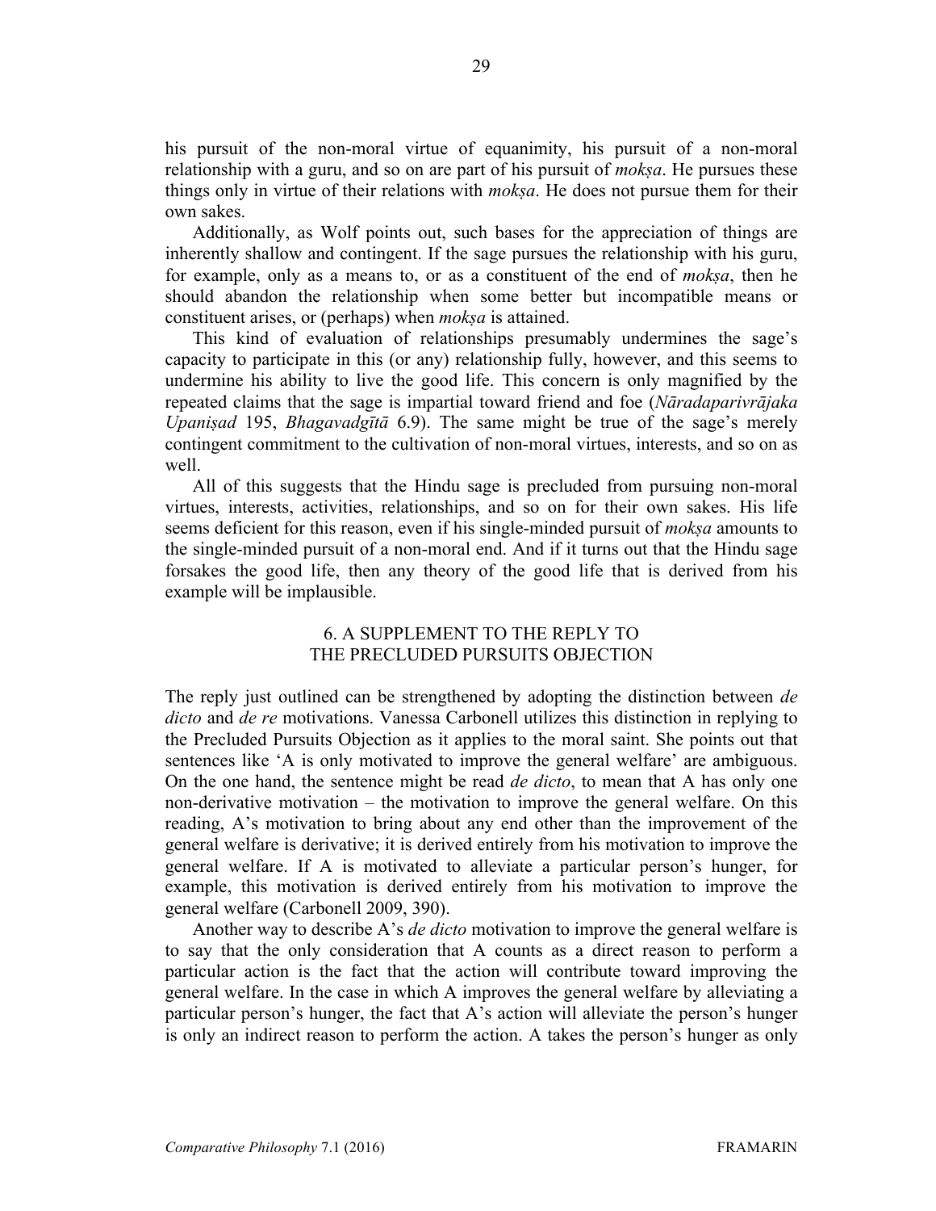his pursuit of the non-moral virtue of equanimity, his pursuit of a non-moral relationship with a guru, and so on are part of his pursuit of *mokṣa*. He pursues these things only in virtue of their relations with *mokṣa*. He does not pursue them for their own sakes.

Additionally, as Wolf points out, such bases for the appreciation of things are inherently shallow and contingent. If the sage pursues the relationship with his guru, for example, only as a means to, or as a constituent of the end of *mokṣa*, then he should abandon the relationship when some better but incompatible means or constituent arises, or (perhaps) when *mokṣa* is attained.

This kind of evaluation of relationships presumably undermines the sage's capacity to participate in this (or any) relationship fully, however, and this seems to undermine his ability to live the good life. This concern is only magnified by the repeated claims that the sage is impartial toward friend and foe (*Nāradaparivrājaka Upaniṣad* 195, *Bhagavadgītā* 6.9). The same might be true of the sage's merely contingent commitment to the cultivation of non-moral virtues, interests, and so on as well.

All of this suggests that the Hindu sage is precluded from pursuing non-moral virtues, interests, activities, relationships, and so on for their own sakes. His life seems deficient for this reason, even if his single-minded pursuit of *mokṣa* amounts to the single-minded pursuit of a non-moral end. And if it turns out that the Hindu sage forsakes the good life, then any theory of the good life that is derived from his example will be implausible.

## 6. A SUPPLEMENT TO THE REPLY TO THE PRECLUDED PURSUITS OBJECTION

The reply just outlined can be strengthened by adopting the distinction between *de dicto* and *de re* motivations. Vanessa Carbonell utilizes this distinction in replying to the Precluded Pursuits Objection as it applies to the moral saint. She points out that sentences like 'A is only motivated to improve the general welfare' are ambiguous. On the one hand, the sentence might be read *de dicto*, to mean that A has only one non-derivative motivation – the motivation to improve the general welfare. On this reading, A's motivation to bring about any end other than the improvement of the general welfare is derivative; it is derived entirely from his motivation to improve the general welfare. If A is motivated to alleviate a particular person's hunger, for example, this motivation is derived entirely from his motivation to improve the general welfare (Carbonell 2009, 390).

Another way to describe A's *de dicto* motivation to improve the general welfare is to say that the only consideration that A counts as a direct reason to perform a particular action is the fact that the action will contribute toward improving the general welfare. In the case in which A improves the general welfare by alleviating a particular person's hunger, the fact that A's action will alleviate the person's hunger is only an indirect reason to perform the action. A takes the person's hunger as only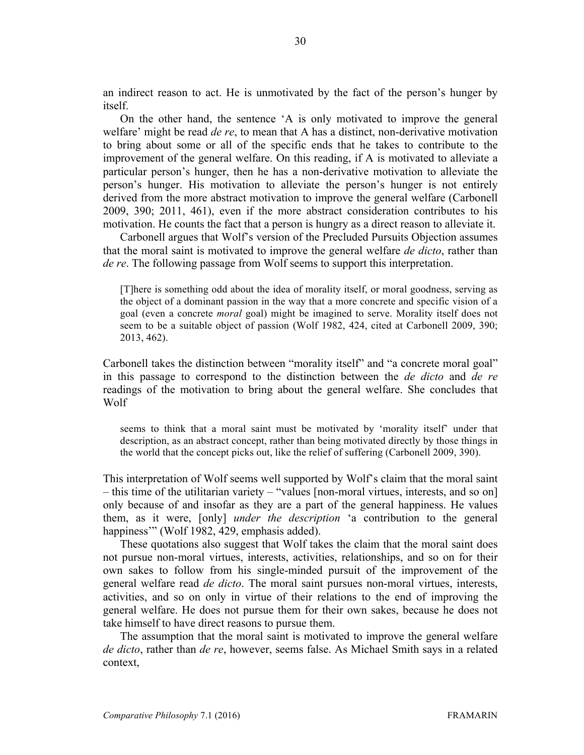an indirect reason to act. He is unmotivated by the fact of the person's hunger by itself.

On the other hand, the sentence 'A is only motivated to improve the general welfare' might be read *de re*, to mean that A has a distinct, non-derivative motivation to bring about some or all of the specific ends that he takes to contribute to the improvement of the general welfare. On this reading, if A is motivated to alleviate a particular person's hunger, then he has a non-derivative motivation to alleviate the person's hunger. His motivation to alleviate the person's hunger is not entirely derived from the more abstract motivation to improve the general welfare (Carbonell 2009, 390; 2011, 461), even if the more abstract consideration contributes to his motivation. He counts the fact that a person is hungry as a direct reason to alleviate it.

Carbonell argues that Wolf's version of the Precluded Pursuits Objection assumes that the moral saint is motivated to improve the general welfare *de dicto*, rather than *de re*. The following passage from Wolf seems to support this interpretation.

> [T]here is something odd about the idea of morality itself, or moral goodness, serving as the object of a dominant passion in the way that a more concrete and specific vision of a goal (even a concrete *moral* goal) might be imagined to serve. Morality itself does not seem to be a suitable object of passion (Wolf 1982, 424, cited at Carbonell 2009, 390; 2013, 462).

Carbonell takes the distinction between "morality itself" and "a concrete moral goal" in this passage to correspond to the distinction between the *de dicto* and *de re* readings of the motivation to bring about the general welfare. She concludes that Wolf

> seems to think that a moral saint must be motivated by 'morality itself' under that description, as an abstract concept, rather than being motivated directly by those things in the world that the concept picks out, like the relief of suffering (Carbonell 2009, 390).

This interpretation of Wolf seems well supported by Wolf's claim that the moral saint – this time of the utilitarian variety – "values [non-moral virtues, interests, and so on] only because of and insofar as they are a part of the general happiness. He values them, as it were, [only] *under the description* 'a contribution to the general happiness'" (Wolf 1982, 429, emphasis added).

These quotations also suggest that Wolf takes the claim that the moral saint does not pursue non-moral virtues, interests, activities, relationships, and so on for their own sakes to follow from his single-minded pursuit of the improvement of the general welfare read *de dicto*. The moral saint pursues non-moral virtues, interests, activities, and so on only in virtue of their relations to the end of improving the general welfare. He does not pursue them for their own sakes, because he does not take himself to have direct reasons to pursue them.

The assumption that the moral saint is motivated to improve the general welfare *de dicto*, rather than *de re*, however, seems false. As Michael Smith says in a related context,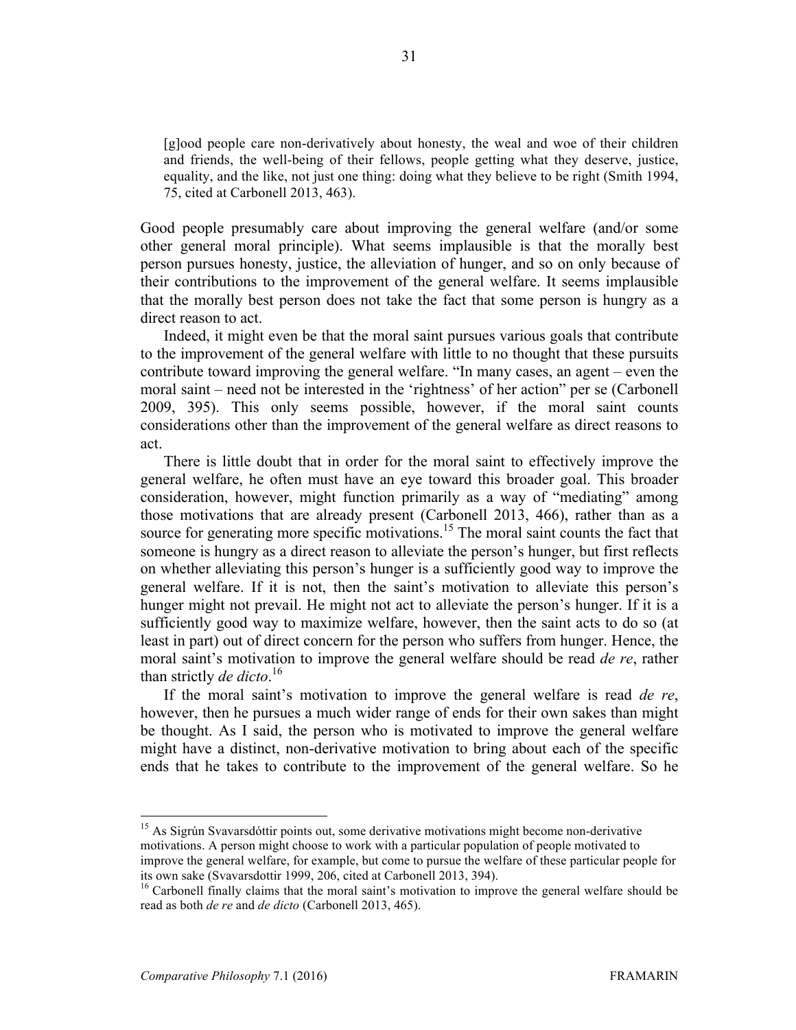> [g]ood people care non-derivatively about honesty, the weal and woe of their children and friends, the well-being of their fellows, people getting what they deserve, justice, equality, and the like, not just one thing: doing what they believe to be right (Smith 1994, 75, cited at Carbonell 2013, 463).

Good people presumably care about improving the general welfare (and/or some other general moral principle). What seems implausible is that the morally best person pursues honesty, justice, the alleviation of hunger, and so on only because of their contributions to the improvement of the general welfare. It seems implausible that the morally best person does not take the fact that some person is hungry as a direct reason to act.

Indeed, it might even be that the moral saint pursues various goals that contribute to the improvement of the general welfare with little to no thought that these pursuits contribute toward improving the general welfare. "In many cases, an agent – even the moral saint – need not be interested in the 'rightness' of her action" per se (Carbonell 2009, 395). This only seems possible, however, if the moral saint counts considerations other than the improvement of the general welfare as direct reasons to act.

There is little doubt that in order for the moral saint to effectively improve the general welfare, he often must have an eye toward this broader goal. This broader consideration, however, might function primarily as a way of "mediating" among those motivations that are already present (Carbonell 2013, 466), rather than as a source for generating more specific motivations.[15] The moral saint counts the fact that someone is hungry as a direct reason to alleviate the person's hunger, but first reflects on whether alleviating this person's hunger is a sufficiently good way to improve the general welfare. If it is not, then the saint's motivation to alleviate this person's hunger might not prevail. He might not act to alleviate the person's hunger. If it is a sufficiently good way to maximize welfare, however, then the saint acts to do so (at least in part) out of direct concern for the person who suffers from hunger. Hence, the moral saint's motivation to improve the general welfare should be read *de re*, rather than strictly *de dicto*.[16]

If the moral saint's motivation to improve the general welfare is read *de re*, however, then he pursues a much wider range of ends for their own sakes than might be thought. As I said, the person who is motivated to improve the general welfare might have a distinct, non-derivative motivation to bring about each of the specific ends that he takes to contribute to the improvement of the general welfare. So he

---

[15] As Sigrún Svavarsdóttir points out, some derivative motivations might become non-derivative motivations. A person might choose to work with a particular population of people motivated to improve the general welfare, for example, but come to pursue the welfare of these particular people for its own sake (Svavarsdottir 1999, 206, cited at Carbonell 2013, 394).

[16] Carbonell finally claims that the moral saint's motivation to improve the general welfare should be read as both *de re* and *de dicto* (Carbonell 2013, 465).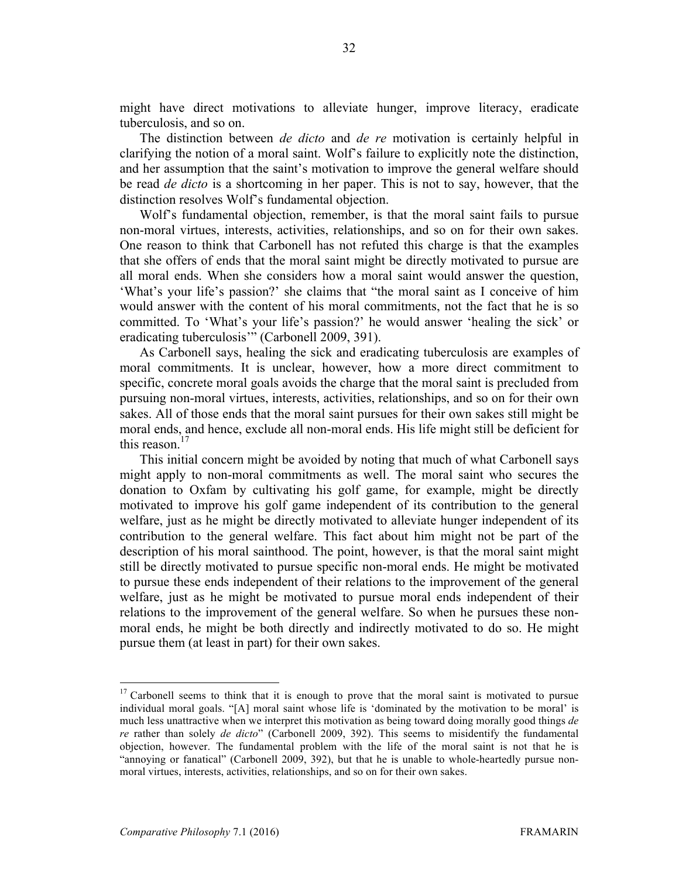might have direct motivations to alleviate hunger, improve literacy, eradicate tuberculosis, and so on.

The distinction between *de dicto* and *de re* motivation is certainly helpful in clarifying the notion of a moral saint. Wolf's failure to explicitly note the distinction, and her assumption that the saint's motivation to improve the general welfare should be read *de dicto* is a shortcoming in her paper. This is not to say, however, that the distinction resolves Wolf's fundamental objection.

Wolf's fundamental objection, remember, is that the moral saint fails to pursue non-moral virtues, interests, activities, relationships, and so on for their own sakes. One reason to think that Carbonell has not refuted this charge is that the examples that she offers of ends that the moral saint might be directly motivated to pursue are all moral ends. When she considers how a moral saint would answer the question, 'What's your life's passion?' she claims that "the moral saint as I conceive of him would answer with the content of his moral commitments, not the fact that he is so committed. To 'What's your life's passion?' he would answer 'healing the sick' or eradicating tuberculosis'" (Carbonell 2009, 391).

As Carbonell says, healing the sick and eradicating tuberculosis are examples of moral commitments. It is unclear, however, how a more direct commitment to specific, concrete moral goals avoids the charge that the moral saint is precluded from pursuing non-moral virtues, interests, activities, relationships, and so on for their own sakes. All of those ends that the moral saint pursues for their own sakes still might be moral ends, and hence, exclude all non-moral ends. His life might still be deficient for this reason.[17]

This initial concern might be avoided by noting that much of what Carbonell says might apply to non-moral commitments as well. The moral saint who secures the donation to Oxfam by cultivating his golf game, for example, might be directly motivated to improve his golf game independent of its contribution to the general welfare, just as he might be directly motivated to alleviate hunger independent of its contribution to the general welfare. This fact about him might not be part of the description of his moral sainthood. The point, however, is that the moral saint might still be directly motivated to pursue specific non-moral ends. He might be motivated to pursue these ends independent of their relations to the improvement of the general welfare, just as he might be motivated to pursue moral ends independent of their relations to the improvement of the general welfare. So when he pursues these non-moral ends, he might be both directly and indirectly motivated to do so. He might pursue them (at least in part) for their own sakes.

---

[17] Carbonell seems to think that it is enough to prove that the moral saint is motivated to pursue individual moral goals. "[A] moral saint whose life is 'dominated by the motivation to be moral' is much less unattractive when we interpret this motivation as being toward doing morally good things *de re* rather than solely *de dicto*" (Carbonell 2009, 392). This seems to misidentify the fundamental objection, however. The fundamental problem with the life of the moral saint is not that he is "annoying or fanatical" (Carbonell 2009, 392), but that he is unable to whole-heartedly pursue non-moral virtues, interests, activities, relationships, and so on for their own sakes.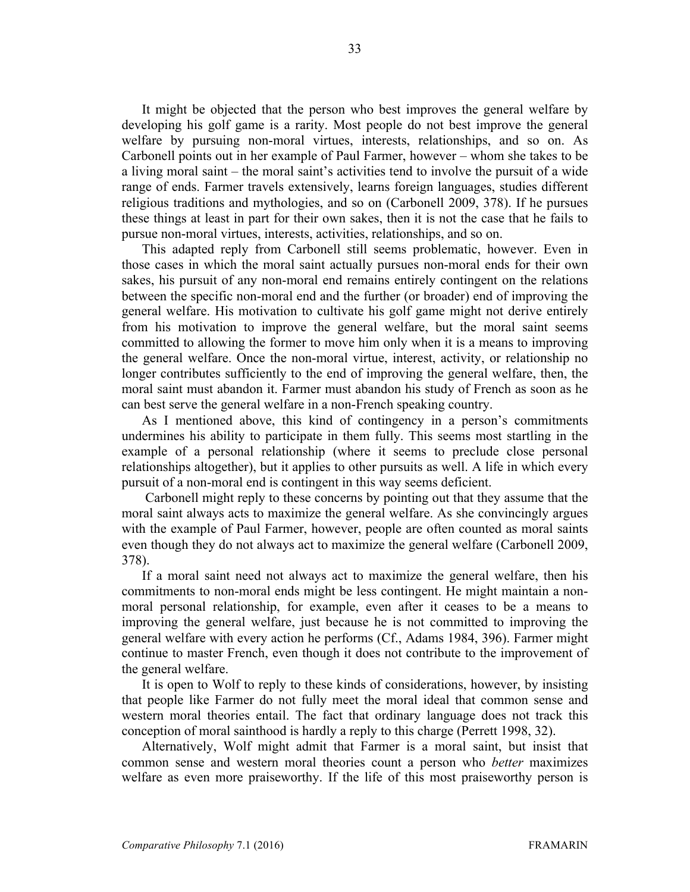It might be objected that the person who best improves the general welfare by developing his golf game is a rarity. Most people do not best improve the general welfare by pursuing non-moral virtues, interests, relationships, and so on. As Carbonell points out in her example of Paul Farmer, however – whom she takes to be a living moral saint – the moral saint's activities tend to involve the pursuit of a wide range of ends. Farmer travels extensively, learns foreign languages, studies different religious traditions and mythologies, and so on (Carbonell 2009, 378). If he pursues these things at least in part for their own sakes, then it is not the case that he fails to pursue non-moral virtues, interests, activities, relationships, and so on.

This adapted reply from Carbonell still seems problematic, however. Even in those cases in which the moral saint actually pursues non-moral ends for their own sakes, his pursuit of any non-moral end remains entirely contingent on the relations between the specific non-moral end and the further (or broader) end of improving the general welfare. His motivation to cultivate his golf game might not derive entirely from his motivation to improve the general welfare, but the moral saint seems committed to allowing the former to move him only when it is a means to improving the general welfare. Once the non-moral virtue, interest, activity, or relationship no longer contributes sufficiently to the end of improving the general welfare, then, the moral saint must abandon it. Farmer must abandon his study of French as soon as he can best serve the general welfare in a non-French speaking country.

As I mentioned above, this kind of contingency in a person's commitments undermines his ability to participate in them fully. This seems most startling in the example of a personal relationship (where it seems to preclude close personal relationships altogether), but it applies to other pursuits as well. A life in which every pursuit of a non-moral end is contingent in this way seems deficient.

Carbonell might reply to these concerns by pointing out that they assume that the moral saint always acts to maximize the general welfare. As she convincingly argues with the example of Paul Farmer, however, people are often counted as moral saints even though they do not always act to maximize the general welfare (Carbonell 2009, 378).

If a moral saint need not always act to maximize the general welfare, then his commitments to non-moral ends might be less contingent. He might maintain a non-moral personal relationship, for example, even after it ceases to be a means to improving the general welfare, just because he is not committed to improving the general welfare with every action he performs (Cf., Adams 1984, 396). Farmer might continue to master French, even though it does not contribute to the improvement of the general welfare.

It is open to Wolf to reply to these kinds of considerations, however, by insisting that people like Farmer do not fully meet the moral ideal that common sense and western moral theories entail. The fact that ordinary language does not track this conception of moral sainthood is hardly a reply to this charge (Perrett 1998, 32).

Alternatively, Wolf might admit that Farmer is a moral saint, but insist that common sense and western moral theories count a person who *better* maximizes welfare as even more praiseworthy. If the life of this most praiseworthy person is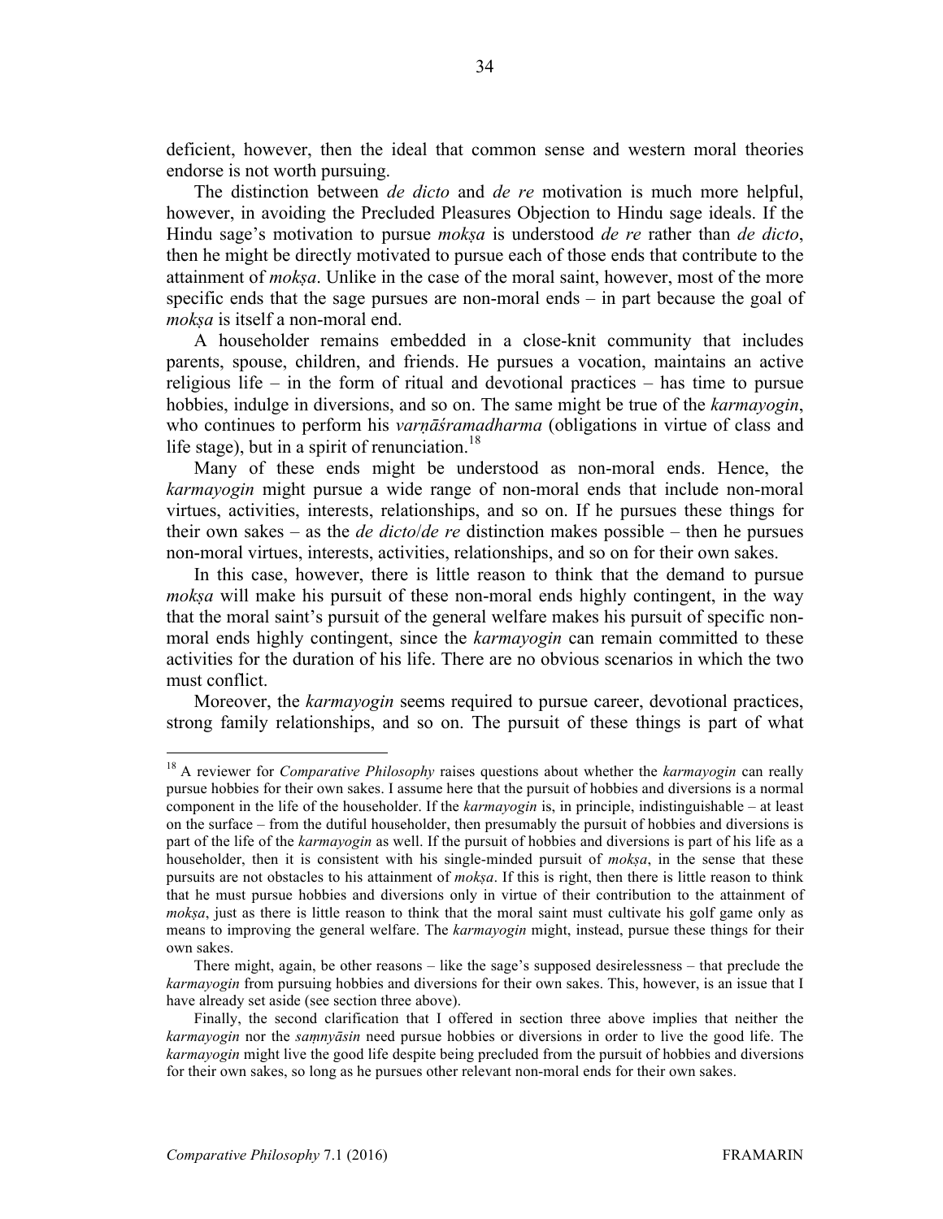deficient, however, then the ideal that common sense and western moral theories endorse is not worth pursuing.

The distinction between *de dicto* and *de re* motivation is much more helpful, however, in avoiding the Precluded Pleasures Objection to Hindu sage ideals. If the Hindu sage's motivation to pursue *mokṣa* is understood *de re* rather than *de dicto*, then he might be directly motivated to pursue each of those ends that contribute to the attainment of *mokṣa*. Unlike in the case of the moral saint, however, most of the more specific ends that the sage pursues are non-moral ends – in part because the goal of *mokṣa* is itself a non-moral end.

A householder remains embedded in a close-knit community that includes parents, spouse, children, and friends. He pursues a vocation, maintains an active religious life – in the form of ritual and devotional practices – has time to pursue hobbies, indulge in diversions, and so on. The same might be true of the *karmayogin*, who continues to perform his *varṇāśramadharma* (obligations in virtue of class and life stage), but in a spirit of renunciation.[18]

Many of these ends might be understood as non-moral ends. Hence, the *karmayogin* might pursue a wide range of non-moral ends that include non-moral virtues, activities, interests, relationships, and so on. If he pursues these things for their own sakes – as the *de dicto*/*de re* distinction makes possible – then he pursues non-moral virtues, interests, activities, relationships, and so on for their own sakes.

In this case, however, there is little reason to think that the demand to pursue *mokṣa* will make his pursuit of these non-moral ends highly contingent, in the way that the moral saint's pursuit of the general welfare makes his pursuit of specific non-moral ends highly contingent, since the *karmayogin* can remain committed to these activities for the duration of his life. There are no obvious scenarios in which the two must conflict.

Moreover, the *karmayogin* seems required to pursue career, devotional practices, strong family relationships, and so on. The pursuit of these things is part of what

---

[18] A reviewer for *Comparative Philosophy* raises questions about whether the *karmayogin* can really pursue hobbies for their own sakes. I assume here that the pursuit of hobbies and diversions is a normal component in the life of the householder. If the *karmayogin* is, in principle, indistinguishable – at least on the surface – from the dutiful householder, then presumably the pursuit of hobbies and diversions is part of the life of the *karmayogin* as well. If the pursuit of hobbies and diversions is part of his life as a householder, then it is consistent with his single-minded pursuit of *mokṣa*, in the sense that these pursuits are not obstacles to his attainment of *mokṣa*. If this is right, then there is little reason to think that he must pursue hobbies and diversions only in virtue of their contribution to the attainment of *mokṣa*, just as there is little reason to think that the moral saint must cultivate his golf game only as means to improving the general welfare. The *karmayogin* might, instead, pursue these things for their own sakes.

There might, again, be other reasons – like the sage's supposed desirelessness – that preclude the *karmayogin* from pursuing hobbies and diversions for their own sakes. This, however, is an issue that I have already set aside (see section three above).

Finally, the second clarification that I offered in section three above implies that neither the *karmayogin* nor the *saṃnyāsin* need pursue hobbies or diversions in order to live the good life. The *karmayogin* might live the good life despite being precluded from the pursuit of hobbies and diversions for their own sakes, so long as he pursues other relevant non-moral ends for their own sakes.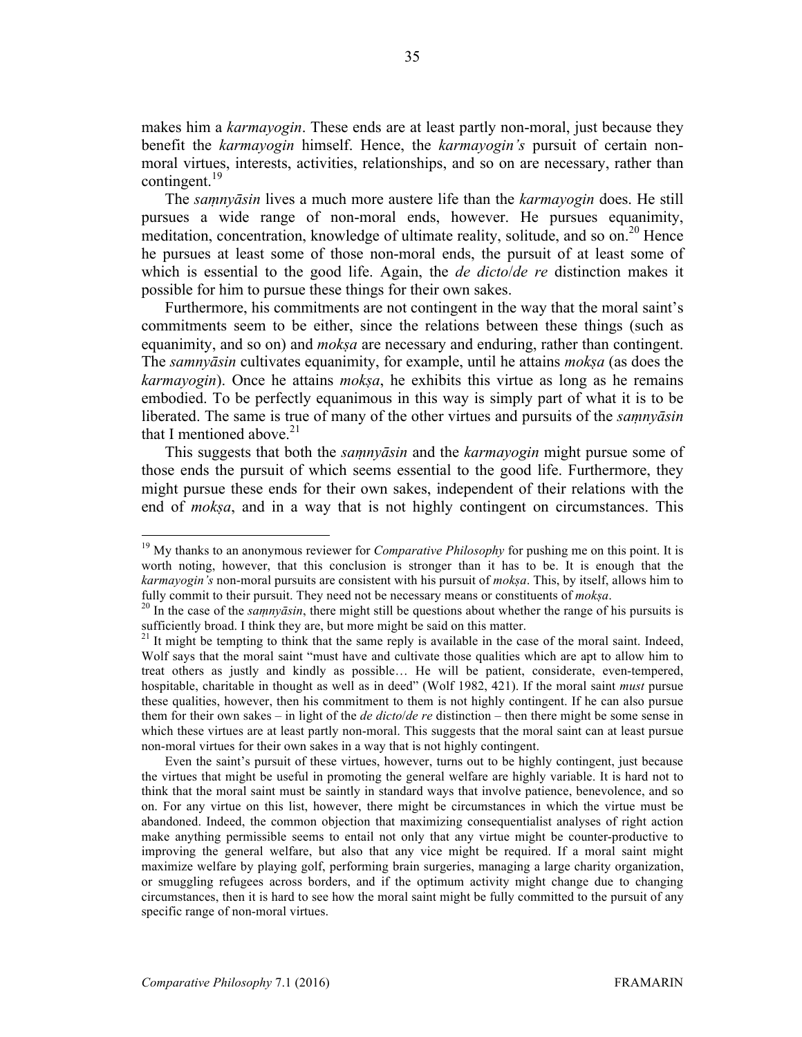makes him a *karmayogin*. These ends are at least partly non-moral, just because they benefit the *karmayogin* himself. Hence, the *karmayogin's* pursuit of certain non-moral virtues, interests, activities, relationships, and so on are necessary, rather than contingent.[19]

The *saṃnyāsin* lives a much more austere life than the *karmayogin* does. He still pursues a wide range of non-moral ends, however. He pursues equanimity, meditation, concentration, knowledge of ultimate reality, solitude, and so on.[20] Hence he pursues at least some of those non-moral ends, the pursuit of at least some of which is essential to the good life. Again, the *de dicto*/*de re* distinction makes it possible for him to pursue these things for their own sakes.

Furthermore, his commitments are not contingent in the way that the moral saint's commitments seem to be either, since the relations between these things (such as equanimity, and so on) and *mokṣa* are necessary and enduring, rather than contingent. The *samnyāsin* cultivates equanimity, for example, until he attains *mokṣa* (as does the *karmayogin*). Once he attains *mokṣa*, he exhibits this virtue as long as he remains embodied. To be perfectly equanimous in this way is simply part of what it is to be liberated. The same is true of many of the other virtues and pursuits of the *saṃnyāsin* that I mentioned above.[21]

This suggests that both the *saṃnyāsin* and the *karmayogin* might pursue some of those ends the pursuit of which seems essential to the good life. Furthermore, they might pursue these ends for their own sakes, independent of their relations with the end of *mokṣa*, and in a way that is not highly contingent on circumstances. This

---

[19] My thanks to an anonymous reviewer for *Comparative Philosophy* for pushing me on this point. It is worth noting, however, that this conclusion is stronger than it has to be. It is enough that the *karmayogin's* non-moral pursuits are consistent with his pursuit of *mokṣa*. This, by itself, allows him to fully commit to their pursuit. They need not be necessary means or constituents of *mokṣa*.

[20] In the case of the *saṃnyāsin*, there might still be questions about whether the range of his pursuits is sufficiently broad. I think they are, but more might be said on this matter.

[21] It might be tempting to think that the same reply is available in the case of the moral saint. Indeed, Wolf says that the moral saint "must have and cultivate those qualities which are apt to allow him to treat others as justly and kindly as possible… He will be patient, considerate, even-tempered, hospitable, charitable in thought as well as in deed" (Wolf 1982, 421). If the moral saint *must* pursue these qualities, however, then his commitment to them is not highly contingent. If he can also pursue them for their own sakes – in light of the *de dicto*/*de re* distinction – then there might be some sense in which these virtues are at least partly non-moral. This suggests that the moral saint can at least pursue non-moral virtues for their own sakes in a way that is not highly contingent.

Even the saint's pursuit of these virtues, however, turns out to be highly contingent, just because the virtues that might be useful in promoting the general welfare are highly variable. It is hard not to think that the moral saint must be saintly in standard ways that involve patience, benevolence, and so on. For any virtue on this list, however, there might be circumstances in which the virtue must be abandoned. Indeed, the common objection that maximizing consequentialist analyses of right action make anything permissible seems to entail not only that any virtue might be counter-productive to improving the general welfare, but also that any vice might be required. If a moral saint might maximize welfare by playing golf, performing brain surgeries, managing a large charity organization, or smuggling refugees across borders, and if the optimum activity might change due to changing circumstances, then it is hard to see how the moral saint might be fully committed to the pursuit of any specific range of non-moral virtues.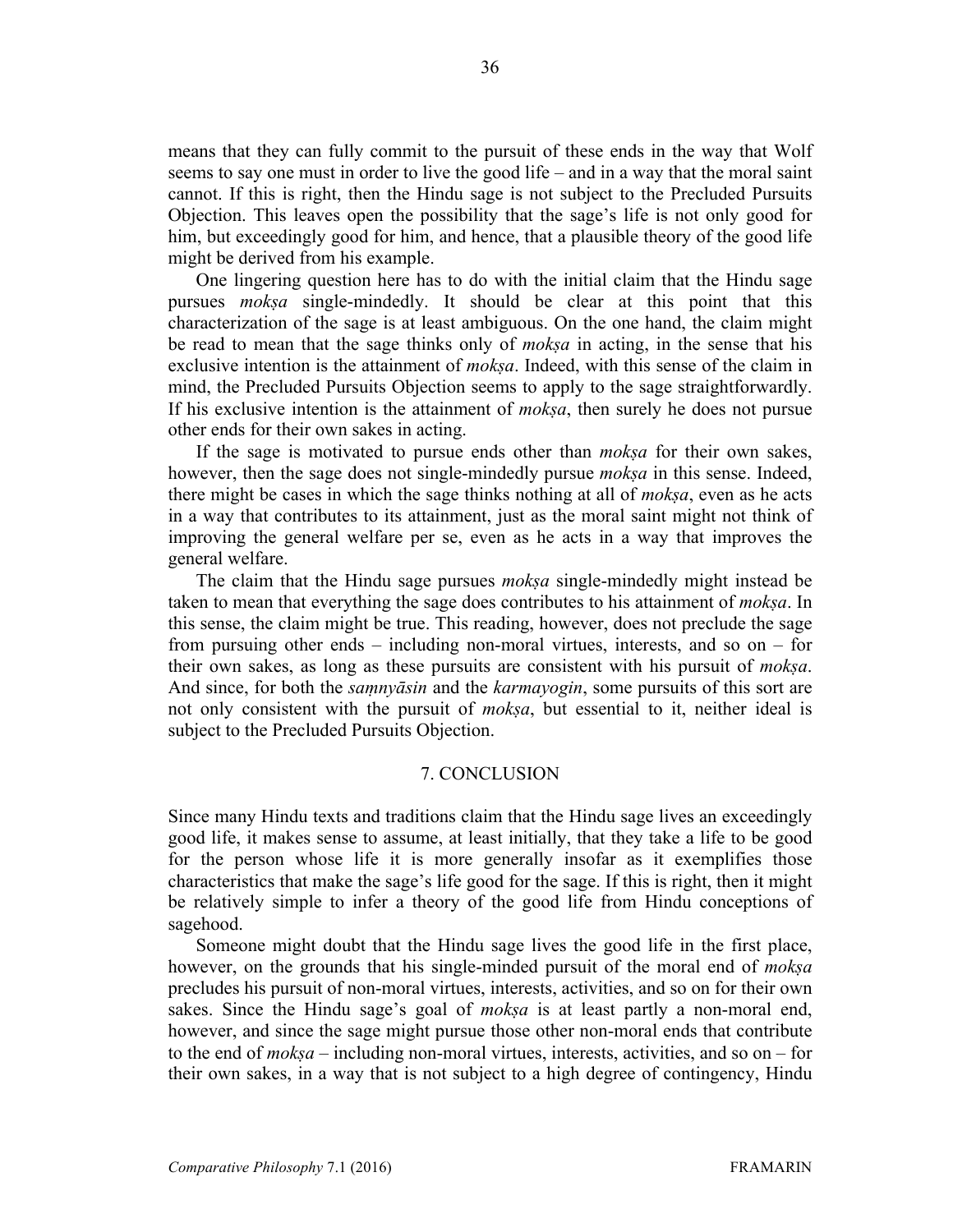means that they can fully commit to the pursuit of these ends in the way that Wolf seems to say one must in order to live the good life – and in a way that the moral saint cannot. If this is right, then the Hindu sage is not subject to the Precluded Pursuits Objection. This leaves open the possibility that the sage's life is not only good for him, but exceedingly good for him, and hence, that a plausible theory of the good life might be derived from his example.

One lingering question here has to do with the initial claim that the Hindu sage pursues *mokṣa* single-mindedly. It should be clear at this point that this characterization of the sage is at least ambiguous. On the one hand, the claim might be read to mean that the sage thinks only of *mokṣa* in acting, in the sense that his exclusive intention is the attainment of *mokṣa*. Indeed, with this sense of the claim in mind, the Precluded Pursuits Objection seems to apply to the sage straightforwardly. If his exclusive intention is the attainment of *mokṣa*, then surely he does not pursue other ends for their own sakes in acting.

If the sage is motivated to pursue ends other than *mokṣa* for their own sakes, however, then the sage does not single-mindedly pursue *mokṣa* in this sense. Indeed, there might be cases in which the sage thinks nothing at all of *mokṣa*, even as he acts in a way that contributes to its attainment, just as the moral saint might not think of improving the general welfare per se, even as he acts in a way that improves the general welfare.

The claim that the Hindu sage pursues *mokṣa* single-mindedly might instead be taken to mean that everything the sage does contributes to his attainment of *mokṣa*. In this sense, the claim might be true. This reading, however, does not preclude the sage from pursuing other ends – including non-moral virtues, interests, and so on – for their own sakes, as long as these pursuits are consistent with his pursuit of *mokṣa*. And since, for both the *saṃnyāsin* and the *karmayogin*, some pursuits of this sort are not only consistent with the pursuit of *mokṣa*, but essential to it, neither ideal is subject to the Precluded Pursuits Objection.

## 7. CONCLUSION

Since many Hindu texts and traditions claim that the Hindu sage lives an exceedingly good life, it makes sense to assume, at least initially, that they take a life to be good for the person whose life it is more generally insofar as it exemplifies those characteristics that make the sage's life good for the sage. If this is right, then it might be relatively simple to infer a theory of the good life from Hindu conceptions of sagehood.

Someone might doubt that the Hindu sage lives the good life in the first place, however, on the grounds that his single-minded pursuit of the moral end of *mokṣa* precludes his pursuit of non-moral virtues, interests, activities, and so on for their own sakes. Since the Hindu sage's goal of *mokṣa* is at least partly a non-moral end, however, and since the sage might pursue those other non-moral ends that contribute to the end of *mokṣa* – including non-moral virtues, interests, activities, and so on – for their own sakes, in a way that is not subject to a high degree of contingency, Hindu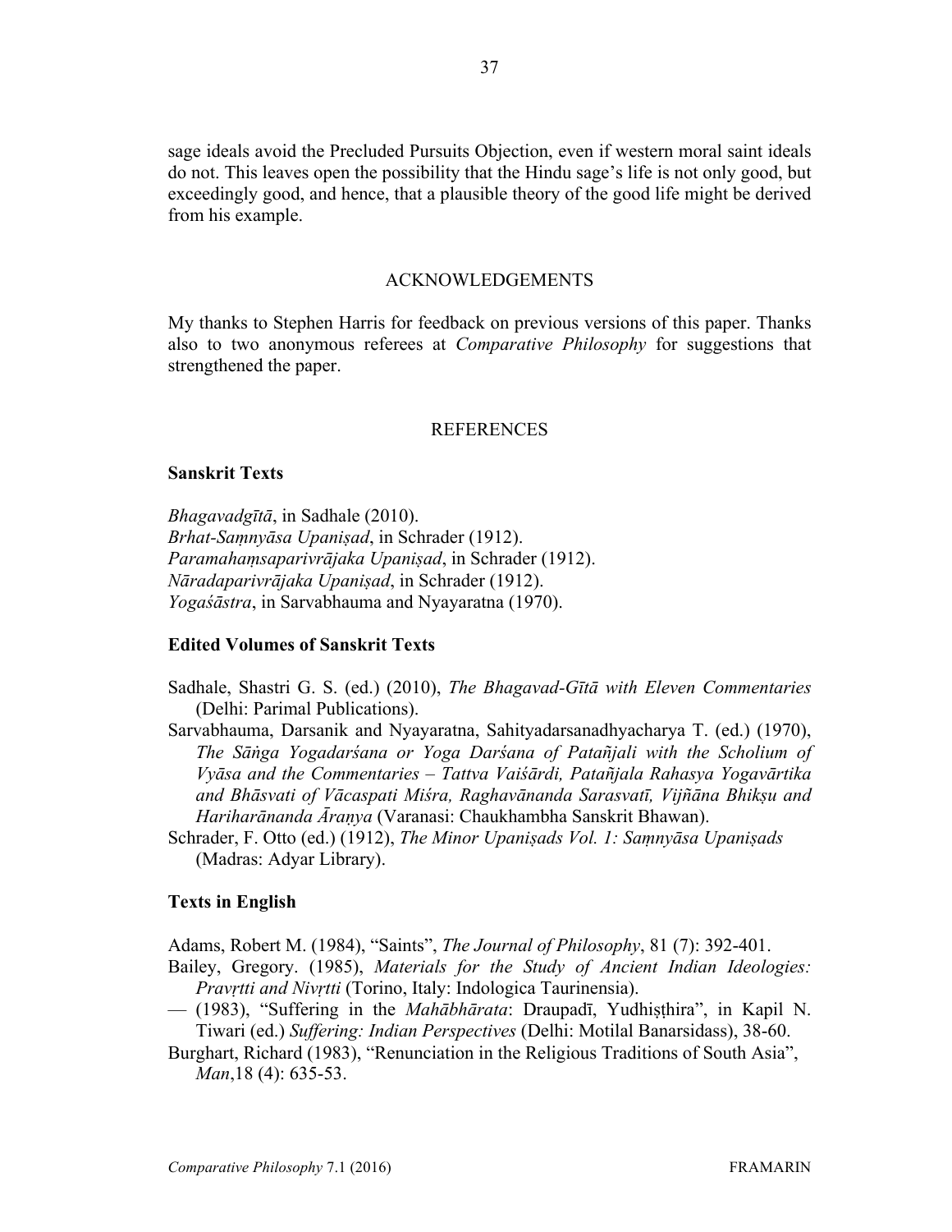sage ideals avoid the Precluded Pursuits Objection, even if western moral saint ideals do not. This leaves open the possibility that the Hindu sage's life is not only good, but exceedingly good, and hence, that a plausible theory of the good life might be derived from his example.

## ACKNOWLEDGEMENTS

My thanks to Stephen Harris for feedback on previous versions of this paper. Thanks also to two anonymous referees at *Comparative Philosophy* for suggestions that strengthened the paper.

## REFERENCES

### Sanskrit Texts

*Bhagavadgītā*, in Sadhale (2010).
*Brhat-Saṃnyāsa Upaniṣad*, in Schrader (1912).
*Paramahaṃsaparivrājaka Upaniṣad*, in Schrader (1912).
*Nāradaparivrājaka Upaniṣad*, in Schrader (1912).
*Yogaśāstra*, in Sarvabhauma and Nyayaratna (1970).

### Edited Volumes of Sanskrit Texts

Sadhale, Shastri G. S. (ed.) (2010), *The Bhagavad-Gītā with Eleven Commentaries* (Delhi: Parimal Publications).

Sarvabhauma, Darsanik and Nyayaratna, Sahityadarsanadhyacharya T. (ed.) (1970), *The Sāṅga Yogadarśana or Yoga Darśana of Patañjali with the Scholium of Vyāsa and the Commentaries – Tattva Vaiśārdi, Patañjala Rahasya Yogavārtika and Bhāsvati of Vācaspati Miśra, Raghavānanda Sarasvatī, Vijñāna Bhikṣu and Hariharānanda Āraṇya* (Varanasi: Chaukhambha Sanskrit Bhawan).

Schrader, F. Otto (ed.) (1912), *The Minor Upaniṣads Vol. 1: Saṃnyāsa Upaniṣads* (Madras: Adyar Library).

### Texts in English

Adams, Robert M. (1984), "Saints", *The Journal of Philosophy*, 81 (7): 392-401.

Bailey, Gregory. (1985), *Materials for the Study of Ancient Indian Ideologies: Pravṛtti and Nivṛtti* (Torino, Italy: Indologica Taurinensia).

— (1983), "Suffering in the *Mahābhārata*: Draupadī, Yudhiṣṭhira", in Kapil N. Tiwari (ed.) *Suffering: Indian Perspectives* (Delhi: Motilal Banarsidass), 38-60.

Burghart, Richard (1983), "Renunciation in the Religious Traditions of South Asia", *Man*,18 (4): 635-53.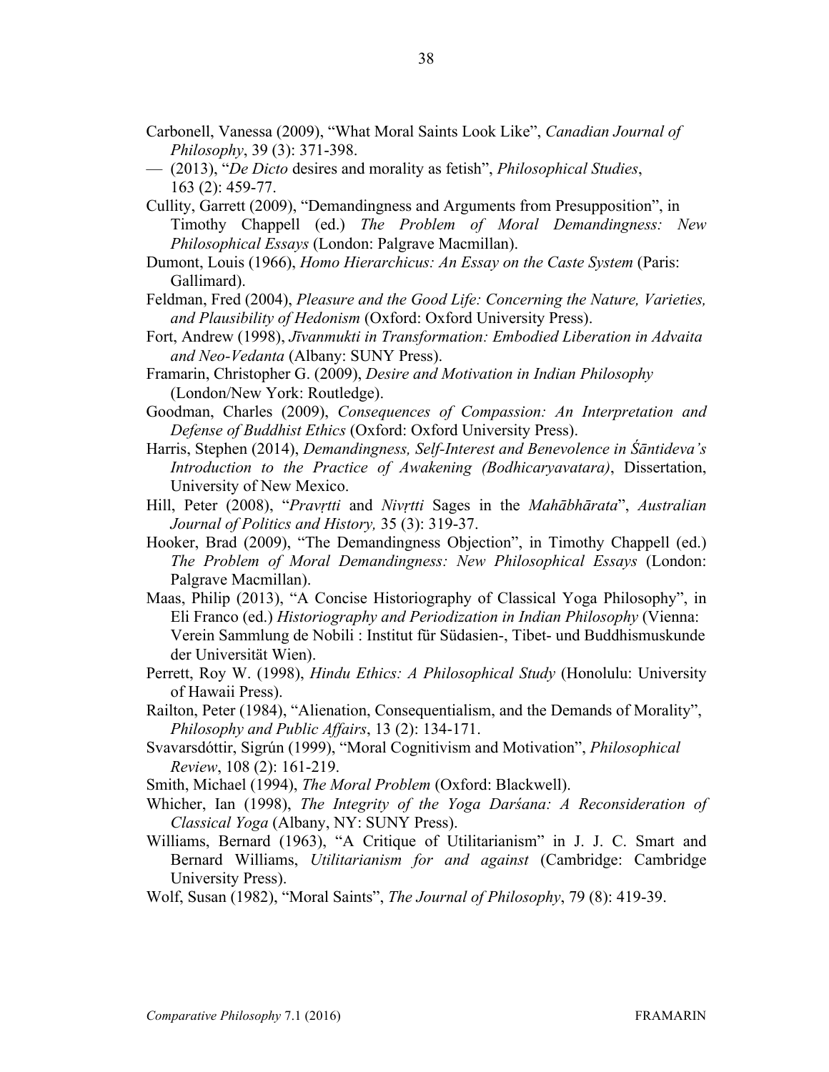Carbonell, Vanessa (2009), "What Moral Saints Look Like", *Canadian Journal of Philosophy*, 39 (3): 371-398.

— (2013), "*De Dicto* desires and morality as fetish", *Philosophical Studies*, 163 (2): 459-77.

Cullity, Garrett (2009), "Demandingness and Arguments from Presupposition", in Timothy Chappell (ed.) *The Problem of Moral Demandingness: New Philosophical Essays* (London: Palgrave Macmillan).

Dumont, Louis (1966), *Homo Hierarchicus: An Essay on the Caste System* (Paris: Gallimard).

Feldman, Fred (2004), *Pleasure and the Good Life: Concerning the Nature, Varieties, and Plausibility of Hedonism* (Oxford: Oxford University Press).

Fort, Andrew (1998), *Jīvanmukti in Transformation: Embodied Liberation in Advaita and Neo-Vedanta* (Albany: SUNY Press).

Framarin, Christopher G. (2009), *Desire and Motivation in Indian Philosophy* (London/New York: Routledge).

Goodman, Charles (2009), *Consequences of Compassion: An Interpretation and Defense of Buddhist Ethics* (Oxford: Oxford University Press).

Harris, Stephen (2014), *Demandingness, Self-Interest and Benevolence in Śāntideva's Introduction to the Practice of Awakening (Bodhicaryavatara)*, Dissertation, University of New Mexico.

Hill, Peter (2008), "*Pravṛtti* and *Nivṛtti* Sages in the *Mahābhārata*", *Australian Journal of Politics and History,* 35 (3): 319-37.

Hooker, Brad (2009), "The Demandingness Objection", in Timothy Chappell (ed.) *The Problem of Moral Demandingness: New Philosophical Essays* (London: Palgrave Macmillan).

Maas, Philip (2013), "A Concise Historiography of Classical Yoga Philosophy", in Eli Franco (ed.) *Historiography and Periodization in Indian Philosophy* (Vienna: Verein Sammlung de Nobili : Institut für Südasien-, Tibet- und Buddhismuskunde der Universität Wien).

Perrett, Roy W. (1998), *Hindu Ethics: A Philosophical Study* (Honolulu: University of Hawaii Press).

Railton, Peter (1984), "Alienation, Consequentialism, and the Demands of Morality", *Philosophy and Public Affairs*, 13 (2): 134-171.

Svavarsdóttir, Sigrún (1999), "Moral Cognitivism and Motivation", *Philosophical Review*, 108 (2): 161-219.

Smith, Michael (1994), *The Moral Problem* (Oxford: Blackwell).

Whicher, Ian (1998), *The Integrity of the Yoga Darśana: A Reconsideration of Classical Yoga* (Albany, NY: SUNY Press).

Williams, Bernard (1963), "A Critique of Utilitarianism" in J. J. C. Smart and Bernard Williams, *Utilitarianism for and against* (Cambridge: Cambridge University Press).

Wolf, Susan (1982), "Moral Saints", *The Journal of Philosophy*, 79 (8): 419-39.